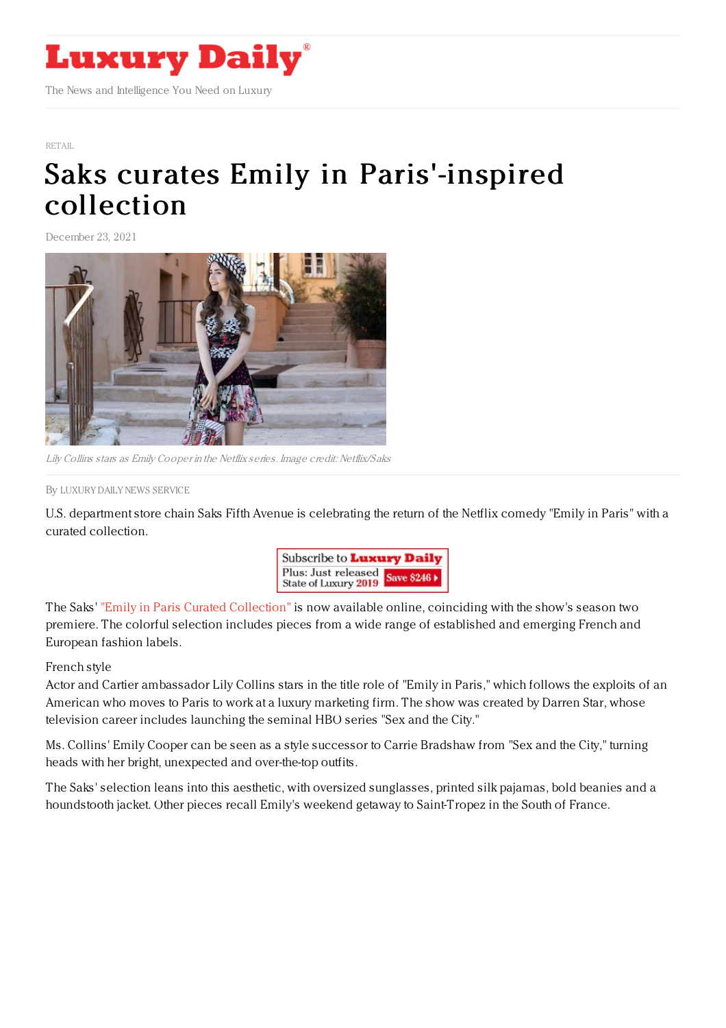# Luxury Daily

The News and Intelligence You Need on Luxury

RETAIL

# Saks curates Emily in Paris'-inspired collection

December 23, 2021

*Lily Collins stars as Emily Cooper in the Netflix series. Image credit: Netflix/Saks*

By LUXURY DAILY NEWS SERVICE

U.S. department store chain Saks Fifth Avenue is celebrating the return of the Netflix comedy "Emily in Paris" with a curated collection.

Subscribe to Luxury Daily
Plus: Just released State of Luxury 2019
Save $246

The Saks' "Emily in Paris Curated Collection" is now available online, coinciding with the show's season two premiere. The colorful selection includes pieces from a wide range of established and emerging French and European fashion labels.

French style

Actor and Cartier ambassador Lily Collins stars in the title role of "Emily in Paris," which follows the exploits of an American who moves to Paris to work at a luxury marketing firm. The show was created by Darren Star, whose television career includes launching the seminal HBO series "Sex and the City."

Ms. Collins' Emily Cooper can be seen as a style successor to Carrie Bradshaw from "Sex and the City," turning heads with her bright, unexpected and over-the-top outfits.

The Saks' selection leans into this aesthetic, with oversized sunglasses, printed silk pajamas, bold beanies and a houndstooth jacket. Other pieces recall Emily's weekend getaway to Saint-Tropez in the South of France.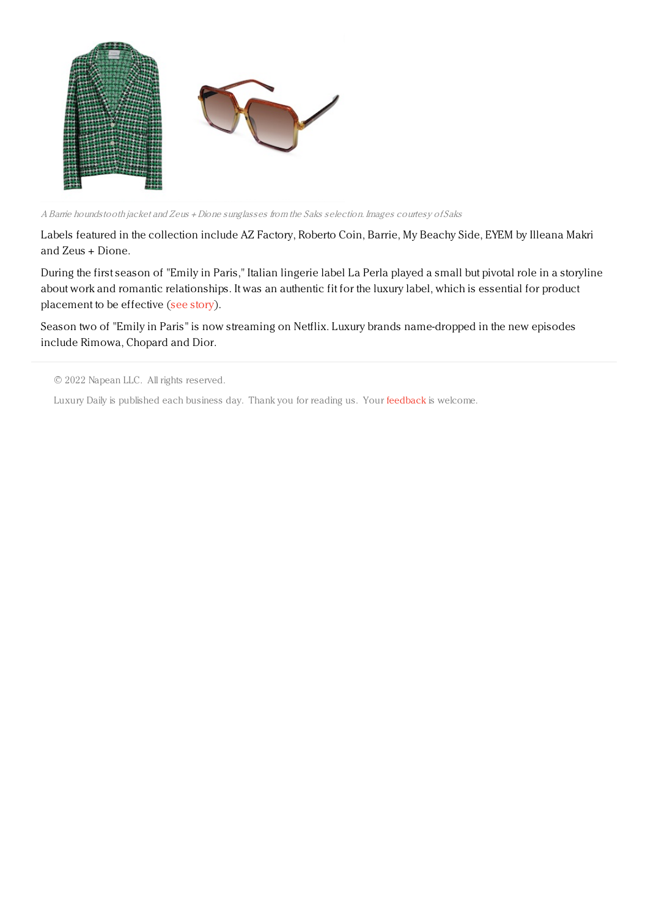*A Barrie houndstooth jacket and Zeus + Dione sunglasses from the Saks selection. Images courtesy of Saks*

Labels featured in the collection include AZ Factory, Roberto Coin, Barrie, My Beachy Side, EYEM by Illeana Makri and Zeus + Dione.

During the first season of "Emily in Paris," Italian lingerie label La Perla played a small but pivotal role in a storyline about work and romantic relationships. It was an authentic fit for the luxury label, which is essential for product placement to be effective (see story).

Season two of "Emily in Paris" is now streaming on Netflix. Luxury brands name-dropped in the new episodes include Rimowa, Chopard and Dior.

© 2022 Napean LLC. All rights reserved.

Luxury Daily is published each business day. Thank you for reading us. Your feedback is welcome.